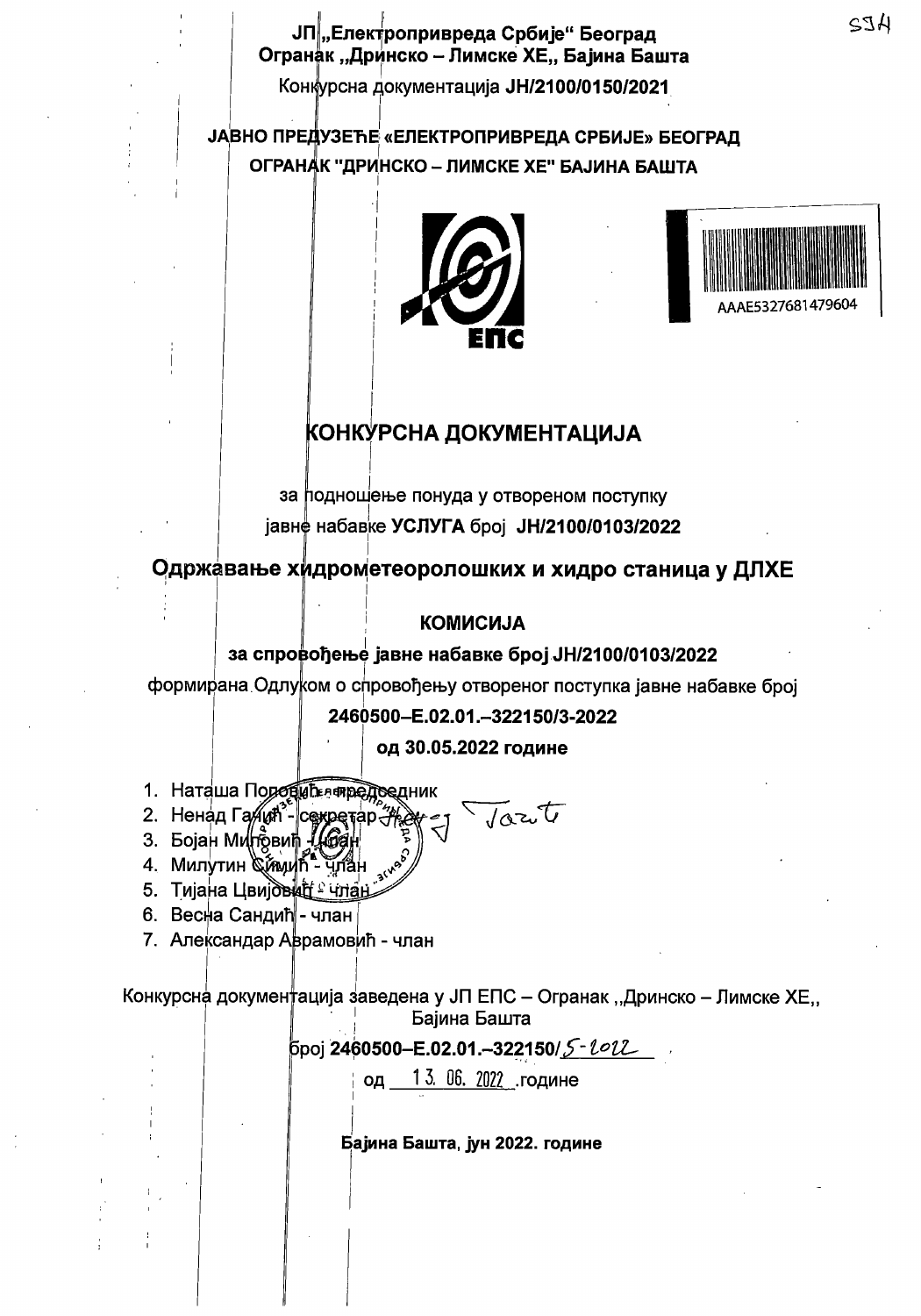ЈП „Електропривреда Србије“ Београд
Огранак „Дринско – Лимске ХЕ„ Бајина Башта
Конкурсна документација **ЈН/2100/0150/2021**

**ЈАВНО ПРЕДУЗЕЋЕ «ЕЛЕКТРОПРИВРЕДА СРБИЈЕ» БЕОГРАД**
**ОГРАНАК "ДРИНСКО – ЛИМСКЕ ХЕ" БАЈИНА БАШТА**

ЕПС

AAAE5327681479604

# КОНКУРСНА ДОКУМЕНТАЦИЈА

за подношење понуда у отвореном поступку
јавне набавке **УСЛУГА** број **ЈН/2100/0103/2022**

## Одржавање хидрометеоролошких и хидро станица у ДЛХЕ

**КОМИСИЈА**

**за спровођење јавне набавке број ЈН/2100/0103/2022**

формирана Одлуком о спровођењу отвореног поступка јавне набавке број

**2460500–Е.02.01.–322150/3-2022**

**од 30.05.2022 године**

1. Наташа Половић - председник
2. Ненад Ганић - секретар
3. Бојан Миловић - члан
4. Милутин Симић - члан
5. Тијана Цвијовић - члан
6. Весна Сандић - члан
7. Александар Аврамовић - члан

Конкурсна документација заведена у ЈП ЕПС – Огранак „Дринско – Лимске ХЕ„ Бајина Башта

број **2460500–Е.02.01.–322150/**5-2022

од 13. 06. 2022 .године

**Бајина Башта, јун 2022. године**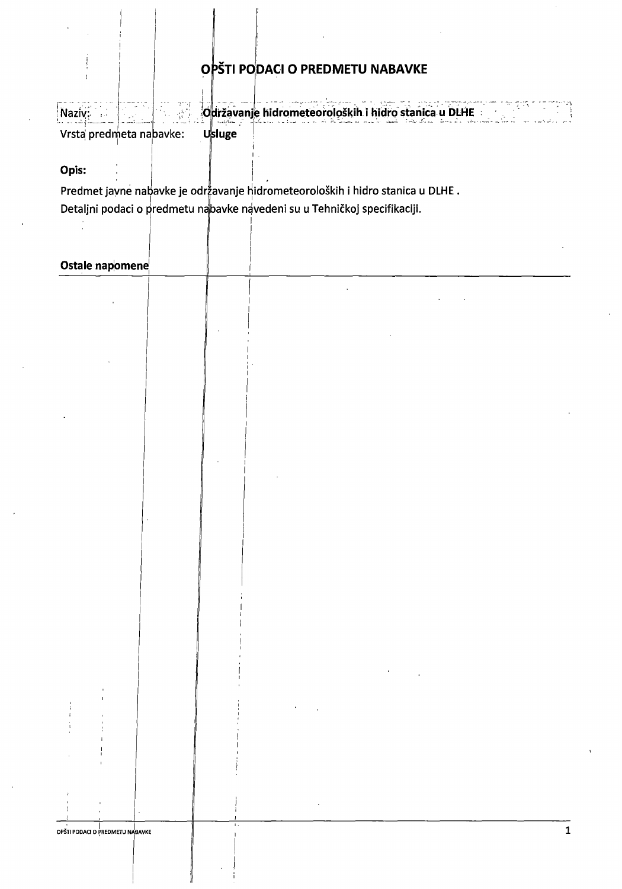# OPŠTI PODACI O PREDMETU NABAVKE

| | |
|---|---|
| Naziv: | **Održavanje hidrometeoroloških i hidro stanica u DLHE** |
| Vrsta predmeta nabavke: | **Usluge** |

**Opis:**

Predmet javne nabavke je održavanje hidrometeoroloških i hidro stanica u DLHE .
Detaljni podaci o predmetu nabavke navedeni su u Tehničkoj specifikaciji.

**Ostale napomene**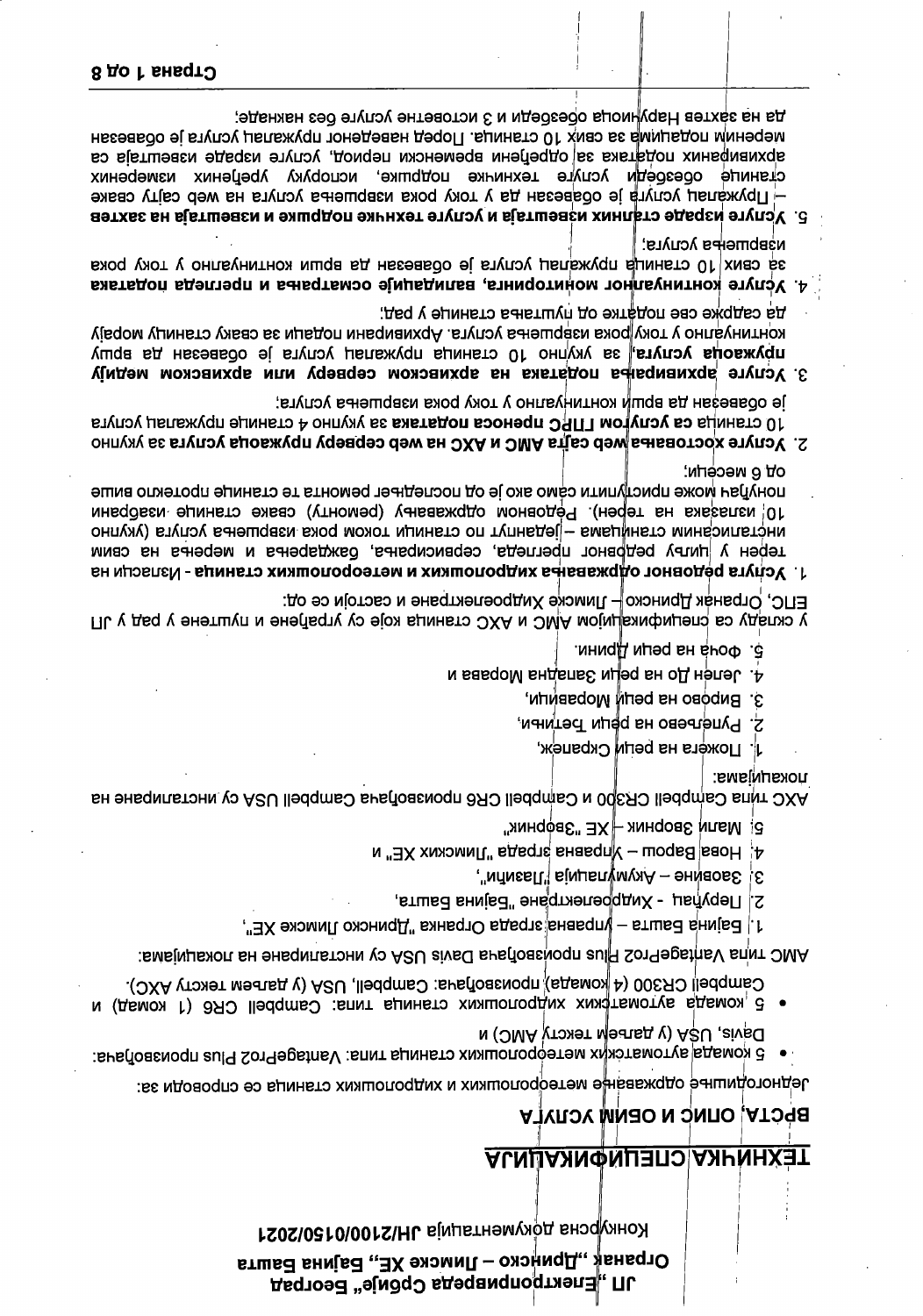**ЈП „Електропривреда Србије“ Београд**

**Огранак „Дринско – Лимске ХЕ“, Бајина Башта**

Конкурсна документација ЈН/2100/0150/2021

# ТЕХНИЧКА СПЕЦИФИКАЦИЈА

## ВРСТА, ОПИС И ОБИМ УСЛУГА

Једногодишње одржавање метеоролошких и хидролошких станица се спроводи за:

- 5 комада аутоматских метеоролошких станица типа: VantagePro2 Plus произвођача: Davis, USA (у даљем тексту АМС) и
- 5 комада аутоматских хидролошких станица типа: Campbell CR6 (1 комад) и Campbell CR300 (4 комада) произвођача: Campbell, USA (у даљем тексту АХС).

АМС типа VantagePro2 Plus произвођача Davis USA су инсталиране на локацијама:

1. Бајина Башта – Управна зграда Огранка „Дринско Лимске ХЕ“,
2. Перућац - Хидроелектране „Бајина Башта,
3. Зовоње – Акумулација „Лазићи“,
4. Нова Варош – Управна зграда „Лимских ХЕ“ и
5. Мали Зворник – ХЕ „Зворник“

АХС типа Campbell CR300 и Campbell CR6 произвођача Campbell USA су инсталиране на локацијама:

1. Пожега на реци Скрапеж,
2. Руцељево на реци Ветињи,
3. Вирово на реци Моравици,
4. Јелен До на реци Западна Морава и
5. Фоча на реци Дрини.

У складу са спецификацијом АМС и АХС станица које су уграђене и пуштене у рад у ЈП ЕПС, Огранак Дринско – Лимске Хидроелектране и састоји се од:

1. **Услуга редовног одржавања хидролошких и метеоролошких станица** - Изласци на терен у циљу редовног прегледа, сервисирања, баждарења и мерења на свим инсталисаним станицама – једнпут по станици током рока извршења услуга (укупно 10 изалзака на терен). Редовном одржавању (ремонту) сваке станице изабрани понуђач може приступити само ако је од последњег ремонта те станице протекло више од 6 месеци;
2. **Услуге хостовања web сајта АМС и АХС на web серверу пружаоца услуга** за укупно 10 станица **са услугом ГПРС преноса података** за укупно 4 станице пружалац услуга је обавезан да врши континуално у току рока извршења услуга;
3. **Услуге архивирања података на архивском серверу или архивском медију пружаоца услуга**, за укупно 10 станица пружалац услуга је обавезан да врши континуално у току рока извршења услуга. Архивирани подаци за сваку станицу морају да садрже све податке од пуштања станице у рад;
4. **Услуге континуалног мониторинга, валидације осматрања и прегледа података** за свих 10 станица пружалац услуга је обавезан да врши континуално у току рока извршења услуга;
5. **Услуге израде сталних извештаја и услуге техничке подршке и извештаја на захтев** – Пружалац услуга је обавезан да у току рока извршења услуга на web сајту сваке станице обезбеди услуге техничке подршке, исторjску уређених измерених архивираних података за одређени временски период, услуге израде извештаја са мереним подацима за свих 10 станица. Поред наведеног пружалац услуга је обавезан да на захтев Наручиоца обезбеди и 3 истоветне услуге без накнаде;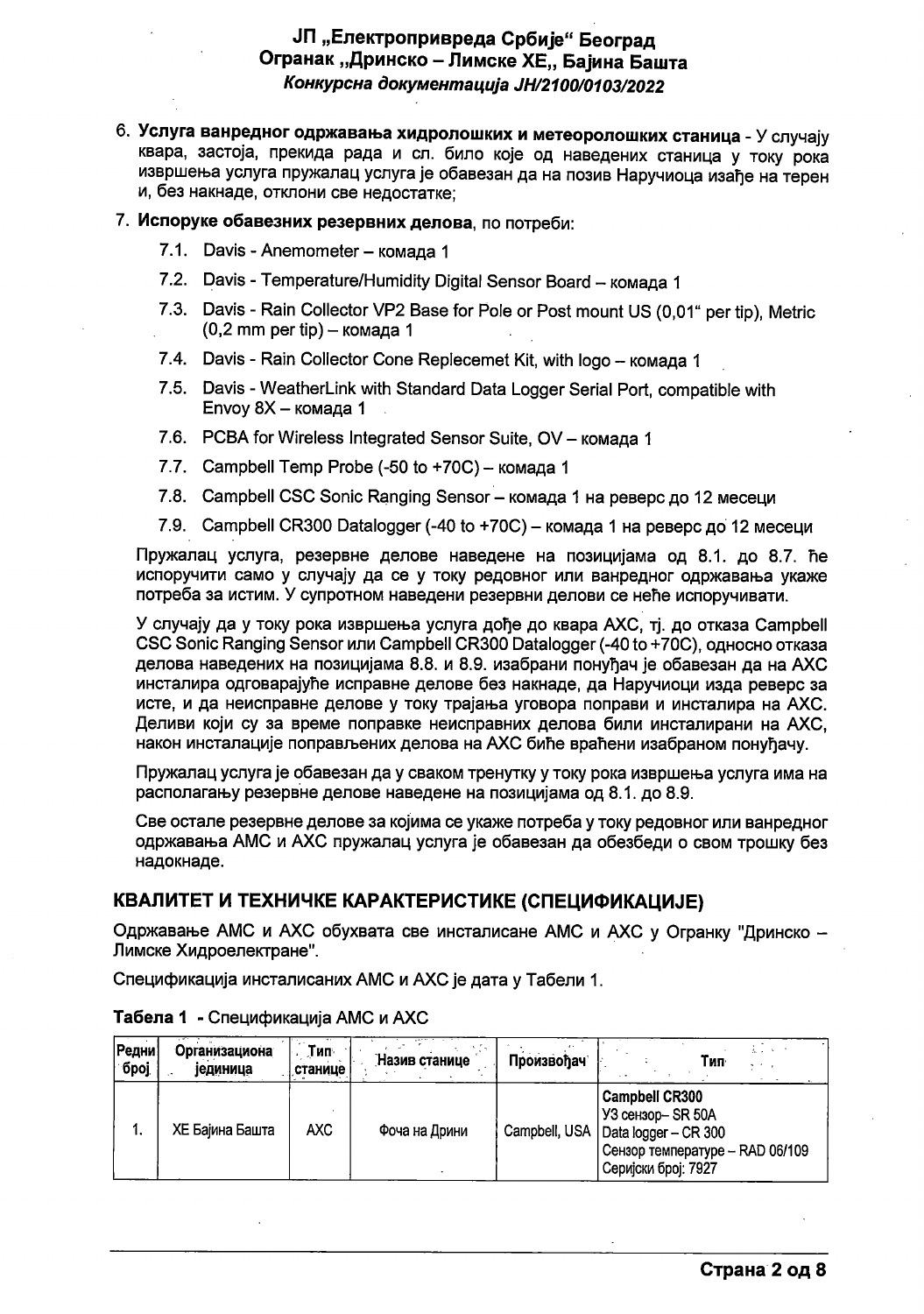6. **Услуга ванредног одржавања хидролошких и метеоролошких станица** - У случају квара, застоја, прекида рада и сл. било које од наведених станица у току рока извршења услуга пружалац услуга је обавезан да на позив Наручиоца изађе на терен и, без накнаде, отклони све недостатке;

7. **Испоруке обавезних резервних делова**, по потреби:
   - 7.1. Davis - Anemometer – комада 1
   - 7.2. Davis - Temperature/Humidity Digital Sensor Board – комада 1
   - 7.3. Davis - Rain Collector VP2 Base for Pole or Post mount US (0,01" per tip), Metric (0,2 mm per tip) – комада 1
   - 7.4. Davis - Rain Collector Cone Replecemet Kit, with logo – комада 1
   - 7.5. Davis - WeatherLink with Standard Data Logger Serial Port, compatible with Envoy 8X – комада 1
   - 7.6. PCBA for Wireless Integrated Sensor Suite, OV – комада 1
   - 7.7. Campbell Temp Probe (-50 to +70C) – комада 1
   - 7.8. Campbell CSC Sonic Ranging Sensor – комада 1 на реверс до 12 месеци
   - 7.9. Campbell CR300 Datalogger (-40 to +70C) – комада 1 на реверс до 12 месеци

Пружалац услуга, резервне делове наведене на позицијама од 8.1. до 8.7. ће испоручити само у случају да се у току редовног или ванредног одржавања укаже потреба за истим. У супротном наведени резервни делови се неће испоручивати.

У случају да у току рока извршења услуга дође до квара АХС, тј. до отказа Campbell CSC Sonic Ranging Sensor или Campbell CR300 Datalogger (-40 to +70C), односно отказа делова наведених на позицијама 8.8. и 8.9. изабрани понуђач је обавезан да на АХС инсталира одговарајуће исправне делове без накнаде, да Наручиоци изда реверс за исте, и да неисправне делове у току трајања уговора поправи и инсталира на АХС. Деливи који су за време поправке неисправних делова били инсталирани на АХС, након инсталације поправљених делова на АХС биће враћени изабраном понуђачу.

Пружалац услуга је обавезан да у сваком тренутку у току рока извршења услуга има на располагању резервне делове наведене на позицијама од 8.1. до 8.9.

Све остале резервне делове за којима се укаже потреба у току редовног или ванредног одржавања АМС и АХС пружалац услуга је обавезан да обезбеди о свом трошку без надокнаде.

## КВАЛИТЕТ И ТЕХНИЧКЕ КАРАКТЕРИСТИКЕ (СПЕЦИФИКАЦИЈЕ)

Одржавање АМС и АХС обухвата све инсталисане АМС и АХС у Огранку "Дринско – Лимске Хидроелектране".

Спецификација инсталисаних АМС и АХС је дата у Табели 1.

**Табела 1** - Спецификација АМС и АХС

| Редни број | Организациона јединица | Тип станице | Назив станице | Произвођач | Тип |
|---|---|---|---|---|---|
| 1. | ХЕ Бајина Башта | АХС | Фоча на Дрини | Campbell, USA | **Campbell CR300**<br>УЗ сензор– SR 50A<br>Data logger – CR 300<br>Сензор температуре – RAD 06/109<br>Серијски број: 7927 |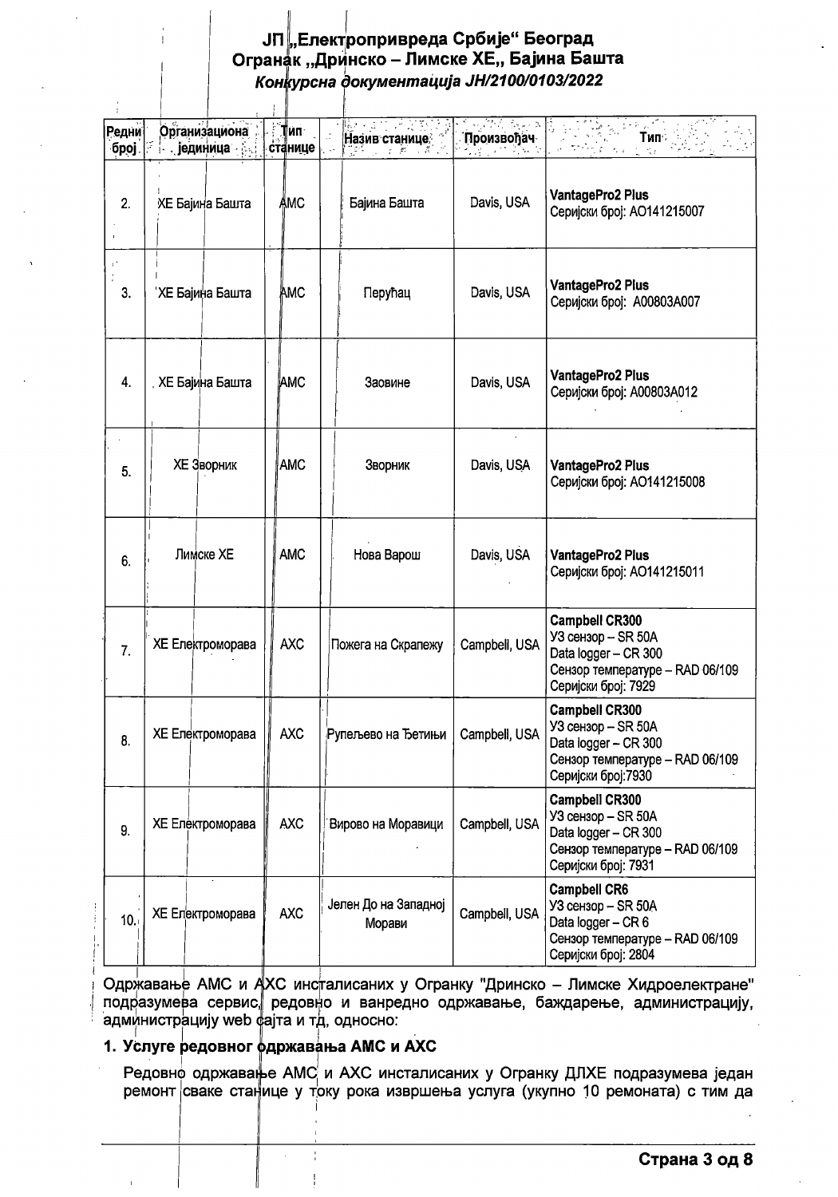| Редни број | Организациона јединица | Тип станице | Назив станице | Произвођач | Тип |
|---|---|---|---|---|---|
| 2. | ХЕ Бајина Башта | АМС | Бајина Башта | Davis, USA | **VantagePro2 Plus**<br>Серијски број: АО141215007 |
| 3. | ХЕ Бајина Башта | АМС | Перућац | Davis, USA | **VantagePro2 Plus**<br>Серијски број: А00803А007 |
| 4. | ХЕ Бајина Башта | АМС | Заовине | Davis, USA | **VantagePro2 Plus**<br>Серијски број: А00803А012 |
| 5. | ХЕ Зворник | АМС | Зворник | Davis, USA | **VantagePro2 Plus**<br>Серијски број: АО141215008 |
| 6. | Лимске ХЕ | АМС | Нова Варош | Davis, USA | **VantagePro2 Plus**<br>Серијски број: АО141215011 |
| 7. | ХЕ Електроморава | АХС | Пожега на Скрапежу | Campbell, USA | **Campbell CR300**<br>УЗ сензор – SR 50A<br>Data logger – CR 300<br>Сензор температуре – RAD 06/109<br>Серијски број: 7929 |
| 8. | ХЕ Електроморава | АХС | Рупељево на Ђетињи | Campbell, USA | **Campbell CR300**<br>УЗ сензор – SR 50A<br>Data logger – CR 300<br>Сензор температуре – RAD 06/109<br>Серијски број:7930 |
| 9. | ХЕ Електроморава | АХС | Вирово на Моравици | Campbell, USA | **Campbell CR300**<br>УЗ сензор – SR 50A<br>Data logger – CR 300<br>Сензор температуре – RAD 06/109<br>Серијски број: 7931 |
| 10. | ХЕ Електроморава | АХС | Јелен До на Западној Морави | Campbell, USA | **Campbell CR6**<br>УЗ сензор – SR 50A<br>Data logger – CR 6<br>Сензор температуре – RAD 06/109<br>Серијски број: 2804 |

Одржавање АМС и АХС инсталисаних у Огранку "Дринско – Лимске Хидроелектране" подразумева сервис, редовно и ванредно одржавање, баждарење, администрацију, администрацију web сајта и тд, односно:

## 1. Услуге редовног одржавања АМС и АХС

Редовно одржавање АМС и АХС инсталисаних у Огранку ДЛХЕ подразумева један ремонт сваке станице у току рока извршења услуга (укупно 10 ремоната) с тим да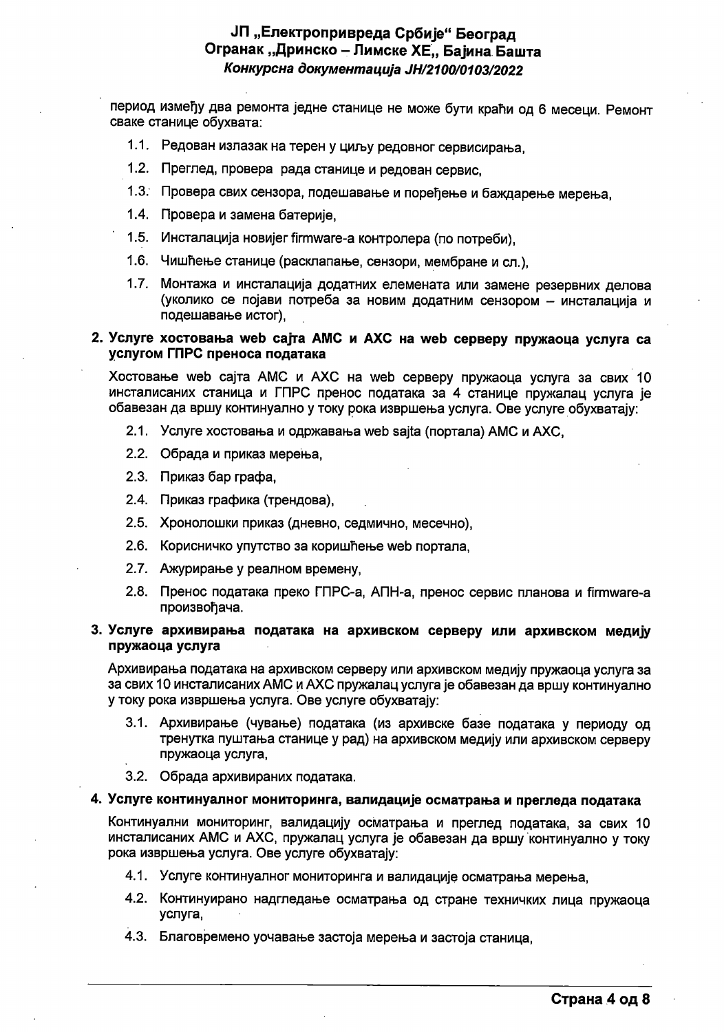период између два ремонта једне станице не може бити краћи од 6 месеци. Ремонт сваке станице обухвата:

1.1. Редован излазак на терен у циљу редовног сервисирања,

1.2. Преглед, провера рада станице и редован сервис,

1.3. Провера свих сензора, подешавање и поређење и баждарење мерења,

1.4. Провера и замена батерије,

1.5. Инсталација новијег firmware-а контролера (по потреби),

1.6. Чишћење станице (расклапање, сензори, мембране и сл.),

1.7. Монтажа и инсталација додатних елемената или замене резервних делова (уколико се појави потреба за новим додатним сензором – инсталација и подешавање истог),

**2. Услуге хостовања web сајта АМС и АХС на web серверу пружаоца услуга са услугом ГПРС преноса података**

Хостовање web сајта АМС и АХС на web серверу пружаоца услуга за свих 10 инсталисаних станица и ГПРС пренос података за 4 станице пружалац услуга је обавезан да вршу континуално у току рока извршења услуга. Ове услуге обухватају:

2.1. Услуге хостовања и одржавања web sajta (портала) АМС и АХС,

2.2. Обрада и приказ мерења,

2.3. Приказ бар графа,

2.4. Приказ графика (трендова),

2.5. Хронолошки приказ (дневно, седмично, месечно),

2.6. Корисничко упутство за коришћење web портала,

2.7. Ажурирање у реалном времену,

2.8. Пренос података преко ГПРС-а, АПН-а, пренос сервис планова и firmware-а произвођача.

**3. Услуге архивирања података на архивском серверу или архивском медију пружаоца услуга**

Архивирања података на архивском серверу или архивском медију пружаоца услуга за за свих 10 инсталисаних АМС и АХС пружалац услуга је обавезан да вршу континуално у току рока извршења услуга. Ове услуге обухватају:

3.1. Архивирање (чување) података (из архивске базе података у периоду од тренутка пуштања станице у рад) на архивском медију или архивском серверу пружаоца услуга,

3.2. Обрада архивираних података.

**4. Услуге континуалног мониторинга, валидације осматрања и прегледа података**

Континуални мониторинг, валидацију осматрања и преглед података, за свих 10 инсталисаних АМС и АХС, пружалац услуга је обавезан да вршу континуално у току рока извршења услуга. Ове услуге обухватају:

4.1. Услуге континуалног мониторинга и валидације осматрања мерења,

4.2. Континуирано надгледање осматрања од стране техничких лица пружаоца услуга,

4.3. Благовремено уочавање застоја мерења и застоја станица,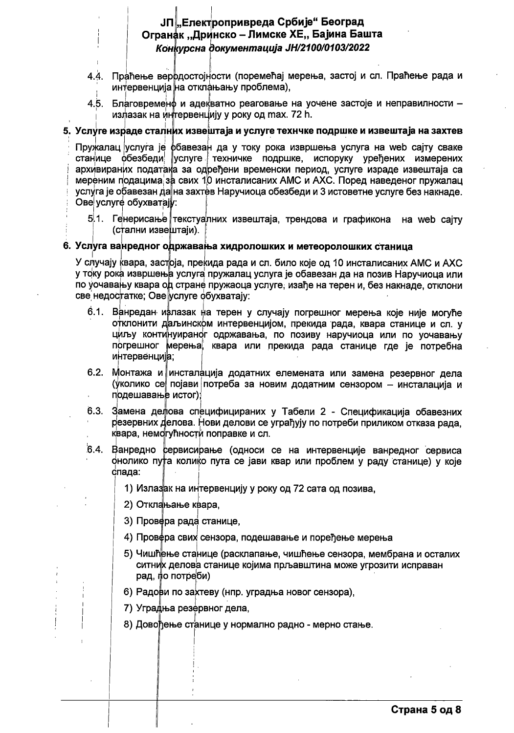4.4. Праћење веродостојности (поремећај мерења, застој и сл. Праћење рада и интервенција на отклањању проблема),

4.5. Благовремено и адекватно реаговање на уочене застоје и неправилности – излазак на интервенцију у року од max. 72 h.

**5. Услуге израде сталних извештаја и услуге технчке подршке и извештаја на захтев**

Пружалац услуга је обавезан да у току рока извршења услуга на web сајту сваке станице обезбеди услуге техничке подршке, испоруку уређених измерених архивираних података за одређени временски период, услуге израде извештаја са мереним подацима за свих 10 инсталисаних АМС и АХС. Поред наведеног пружалац услуга је обавезан да на захтев Наручиоца обезбеди и 3 истоветне услуге без накнаде. Ове услуге обухватају:

5.1. Генерисање текстуалних извештаја, трендова и графикона на web сајту (стални извештаји).

**6. Услуга ванредног одржавања хидролошких и метеоролошких станица**

У случају квара, застоја, прекида рада и сл. било које од 10 инсталисаних АМС и АХС у току рока извршења услуга пружалац услуга је обавезан да на позив Наручиоца или по уочавању квара од стране пружаоца услуге, изађе на терен и, без накнаде, отклони све недостатке; Ове услуге обухватају:

6.1. Ванредан излазак на терен у случају погрешног мерења које није могуће отклонити даљинском интервенцијом, прекида рада, квара станице и сл. у циљу континуираног одржавања, по позиву наручиоца или по уочавању погрешног мерења, квара или прекида рада станице где је потребна интервенција;

6.2. Монтажа и инсталација додатних елемената или замена резервног дела (уколико се појави потреба за новим додатним сензором – инсталација и подешавање истог);

6.3. Замена делова специфицираних у Табели 2 - Спецификација обавезних резервних делова. Нови делови се уграђују по потреби приликом отказа рада, квара, немогућности поправке и сл.

6.4. Ванредно сервисирање (односи се на интервенције ванредног сервиса онолико пута колико пута се јави квар или проблем у раду станице) у које спада:

1) Излазак на интервенцију у року од 72 сата од позива,
2) Отклањање квара,
3) Провера рада станице,
4) Провера свих сензора, подешавање и поређење мерења
5) Чишћење станице (расклапање, чишћење сензора, мембрана и осталих ситних делова станице којима прљавштина може угрозити исправан рад, по потреби)
6) Радови по захтеву (нпр. уградња новог сензора),
7) Уградња резервног дела,
8) Довођење станице у нормално радно - мерно стање.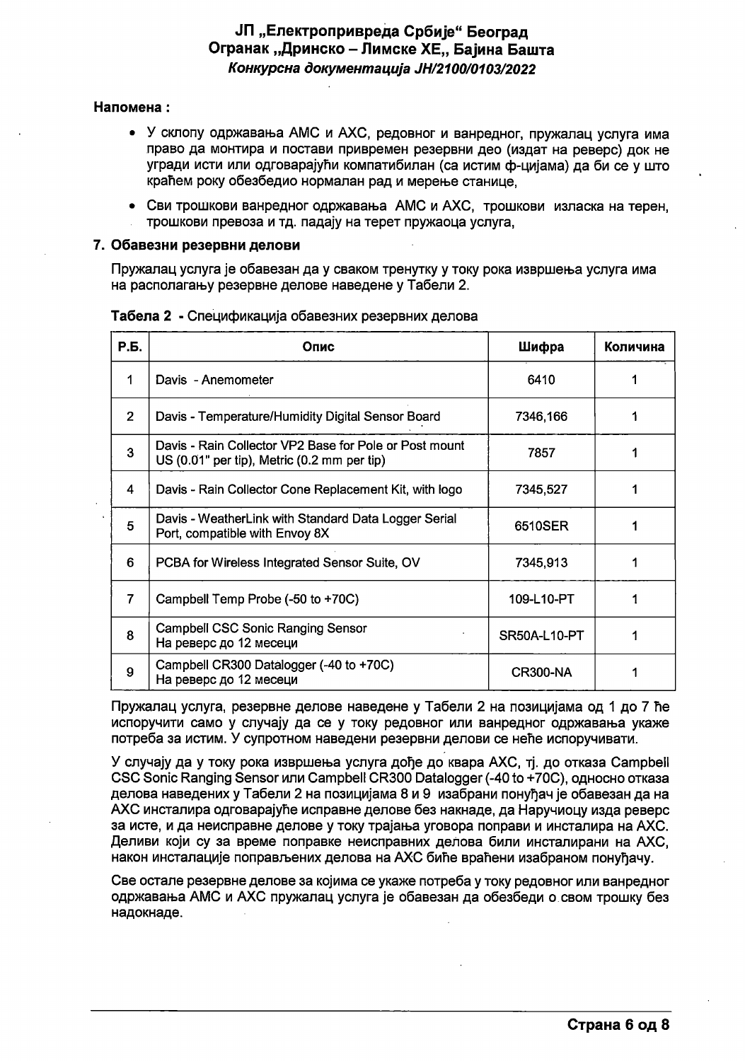**Напомена :**

- У склопу одржавања АМС и АХС, редовног и ванредног, пружалац услуга има право да монтира и постави привремен резервни део (издат на реверс) док не угради исти или одговарајући компатибилан (са истим ф-цијама) да би се у што краћем року обезбедио нормалан рад и мерење станице,
- Сви трошкови ванредног одржавања АМС и АХС, трошкови изласка на терен, трошкови превоза и тд. падају на терет пружаоца услуга,

## 7. Обавезни резервни делови

Пружалац услуга је обавезан да у сваком тренутку у току рока извршења услуга има на располагању резервне делове наведене у Табели 2.

**Табела 2** - Спецификација обавезних резервних делова

| Р.Б. | Опис | Шифра | Количина |
|---|---|---|---|
| 1 | Davis - Anemometer | 6410 | 1 |
| 2 | Davis - Temperature/Humidity Digital Sensor Board | 7346,166 | 1 |
| 3 | Davis - Rain Collector VP2 Base for Pole or Post mount US (0.01" per tip), Metric (0.2 mm per tip) | 7857 | 1 |
| 4 | Davis - Rain Collector Cone Replacement Kit, with logo | 7345,527 | 1 |
| 5 | Davis - WeatherLink with Standard Data Logger Serial Port, compatible with Envoy 8X | 6510SER | 1 |
| 6 | PCBA for Wireless Integrated Sensor Suite, OV | 7345,913 | 1 |
| 7 | Campbell Temp Probe (-50 to +70C) | 109-L10-PT | 1 |
| 8 | Campbell CSC Sonic Ranging Sensor На реверс до 12 месеци | SR50A-L10-PT | 1 |
| 9 | Campbell CR300 Datalogger (-40 to +70C) На реверс до 12 месеци | CR300-NA | 1 |

Пружалац услуга, резервне делове наведене у Табели 2 на позицијама од 1 до 7 ће испоручити само у случају да се у току редовног или ванредног одржавања укаже потреба за истим. У супротном наведени резервни делови се неће испоручивати.

У случају да у току рока извршења услуга дође до квара АХС, тј. до отказа Campbell CSC Sonic Ranging Sensor или Campbell CR300 Datalogger (-40 to +70C), односно отказа делова наведених у Табели 2 на позицијама 8 и 9 изабрани понуђач је обавезан да на АХС инсталира одговарајуће исправне делове без накнаде, да Наручиоцу изда реверс за исте, и да неисправне делове у току трајања уговора поправи и инсталира на АХС. Деливи који су за време поправке неисправних делова били инсталирани на АХС, након инсталације поправљених делова на АХС биће враћени изабраном понуђачу.

Све остале резервне делове за којима се укаже потреба у току редовног или ванредног одржавања АМС и АХС пружалац услуга је обавезан да обезбеди о свом трошку без надокнаде.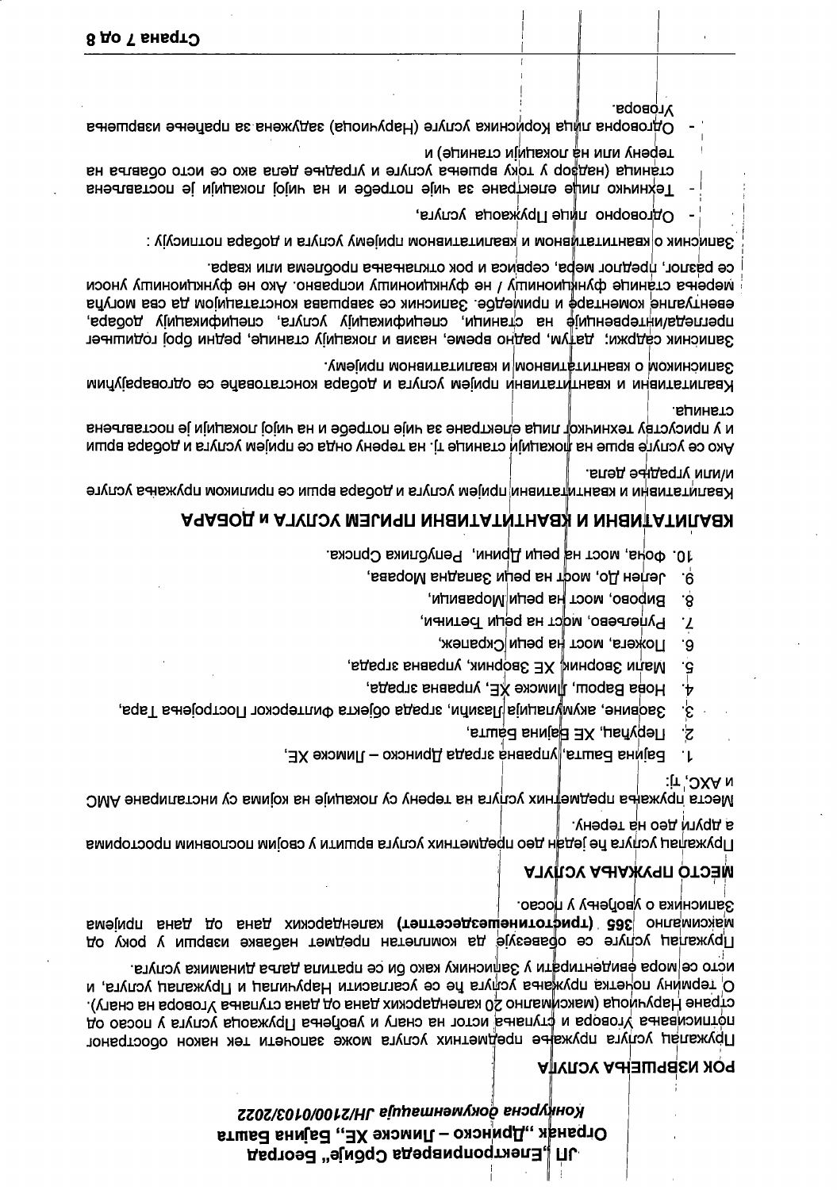**РОК ИЗВРШЕЊА УСЛУГА**

Пружалац услуга пружање предметних услуга може започети тек након обостраног потписивања Уговора и ступања истог на снагу и увођења Пружаоца услуга у посао од стране Наручиоца (максимално 20 календарских дана од дана ступања Уговора на снагу). О термину почетка пружања услуга ће се усагласити Наручилац и Пружалац услуга, и исто се мора евидентирати у Записнику како би се пратила даља динамика услуга.

Пружалац услуге се обавезује да комплетан предмет набавке изврши у року од максимално **365 (тристотинешездесетпет)** календарских дана од дана пријема записника о увођењу у посао.

**МЕСТО ПРУЖАЊА УСЛУГА**

Пружалац услуга ће један део предметних услуга вршити у својим пословним просторима а други део на терену.

Места пружања предметних услуга на терену су локације на којима су инсталиране АМС и АХС, тј:

1. Бајина Башта, управна зграда Дринско – Лимске ХЕ,
2. Перућац, ХЕ Бајина Башта,
3. Заовине, акумулација Лазићи, зграда објекта филтерског Постројења Тара,
4. Нова Варош, Лимске ХЕ, управна зграда,
5. Мали Зворник, ХЕ Зворник, управна зграда,
6. Пожега, мост на реци Скрапеж,
7. Рудељево, мост на реци Ђетињи,
8. Вирово, мост на реци Моравици,
9. Јелен До, мост на реци Западна Морава,
10. Фоча, мост на реци Дрини, Република Српска.

**КВАЛИТАТИВНИ И КВАНТИТАТИВНИ ПРИЈЕМ УСЛУГА и ДОБАРА**

Квалитативни и квантитативни пријем услуга и добара врши се приликом пружања услуге и/или уградње дела.

Ако се услуге врше на локацији станице тј. на терену онда се пријем услуга и добара врши и у присуству техничког лица електране за чије потребе и на чијој локацији је постављена станица.

Квалитативни и квантитативни пријем услуга и добара констатовање се одговарајућим Записником о квантитативном и квалитативном пријему.

Записник садржи: датум, радно време, назив и локацију станице, редни број годишњег прегледа/интервенције на станици, спецификацију услуга, спецификацију добара, евентуалне коментаре и примедбе. Записник се завршава констатацијом да сва могућа мерења станице функционишу / не функционишу исправно. Ако не функционишу уноси се разлог, предлог мера, сервиса и рок отклањања проблема или квара.

Записник о квантитативном и квалитативном пријему услуга и добара потписују :

- Одговорно лице Пружаоца услуга,
- Техничко лице електране за чије потребе и на чијој локацији је постављена станица (надзор у току вршења услуге и уградње дела ако се исто обавља на терену или на локацији станице) и
- Одговорна лица Корисника услуге (Наручиоца) задужена за праћење извршења Уговора.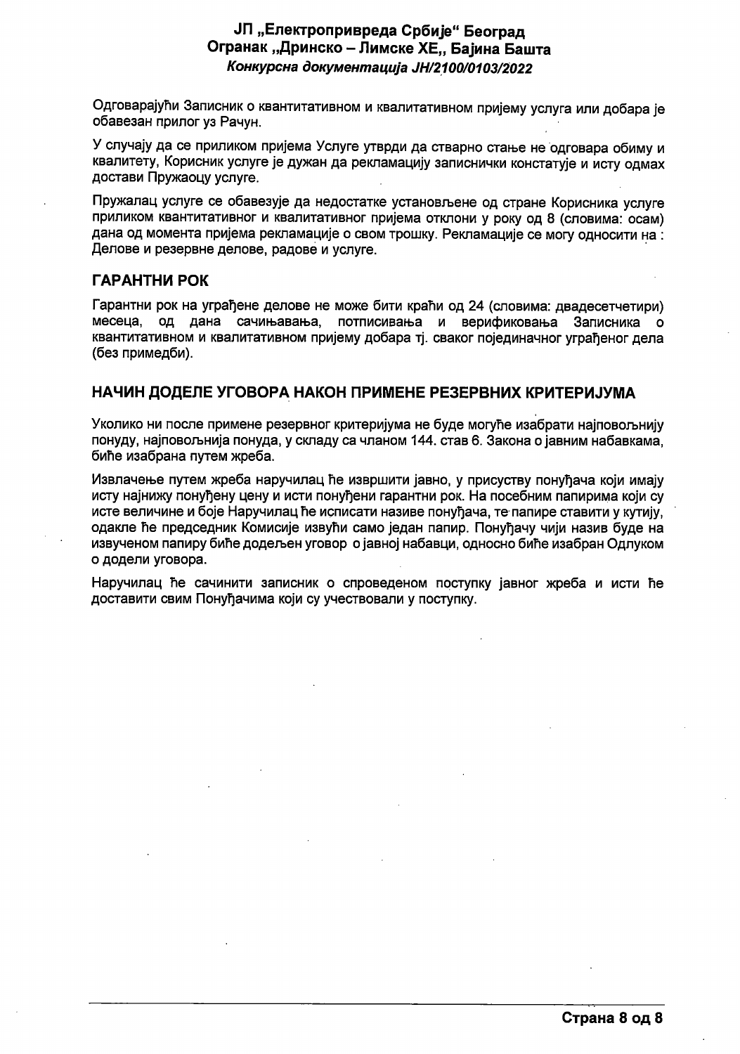Одговарајући Записник о квантитативном и квалитативном пријему услуга или добара је обавезан прилог уз Рачун.

У случају да се приликом пријема Услуге утврди да стварно стање не одговара обиму и квалитету, Корисник услуге је дужан да рекламацију записнички констатује и исту одмах достави Пружаоцу услуге.

Пружалац услуге се обавезује да недостатке установљене од стране Корисника услуге приликом квантитативног и квалитативног пријема отклони у року од 8 (словима: осам) дана од момента пријема рекламације о свом трошку. Рекламације се могу односити на : Делове и резервне делове, радове и услуге.

## ГАРАНТНИ РОК

Гарантни рок на уграђене делове не може бити краћи од 24 (словима: двадесетчетири) месеца, од дана сачињавања, потписивања и верификовања Записника о квантитативном и квалитативном пријему добара тј. сваког појединачног уграђеног дела (без примедби).

## НАЧИН ДОДЕЛЕ УГОВОРА НАКОН ПРИМЕНЕ РЕЗЕРВНИХ КРИТЕРИЈУМА

Уколико ни после примене резервног критеријума не буде могуће изабрати најповољнију понуду, најповољнија понуда, у складу са чланом 144. став 6. Закона о јавним набавкама, биће изабрана путем жреба.

Извлачење путем жреба наручилац ће извршити јавно, у присуству понуђача који имају исту најнижу понуђену цену и исти понуђени гарантни рок. На посебним папирима који су исте величине и боје Наручилац ће исписати називе понуђача, те папире ставити у кутију, одакле ће председник Комисије извући само један папир. Понуђачу чији назив буде на извученом папиру биће додељен уговор о јавној набавци, односно биће изабран Одлуком о додели уговора.

Наручилац ће сачинити записник о спроведеном поступку јавног жреба и исти ће доставити свим Понуђачима који су учествовали у поступку.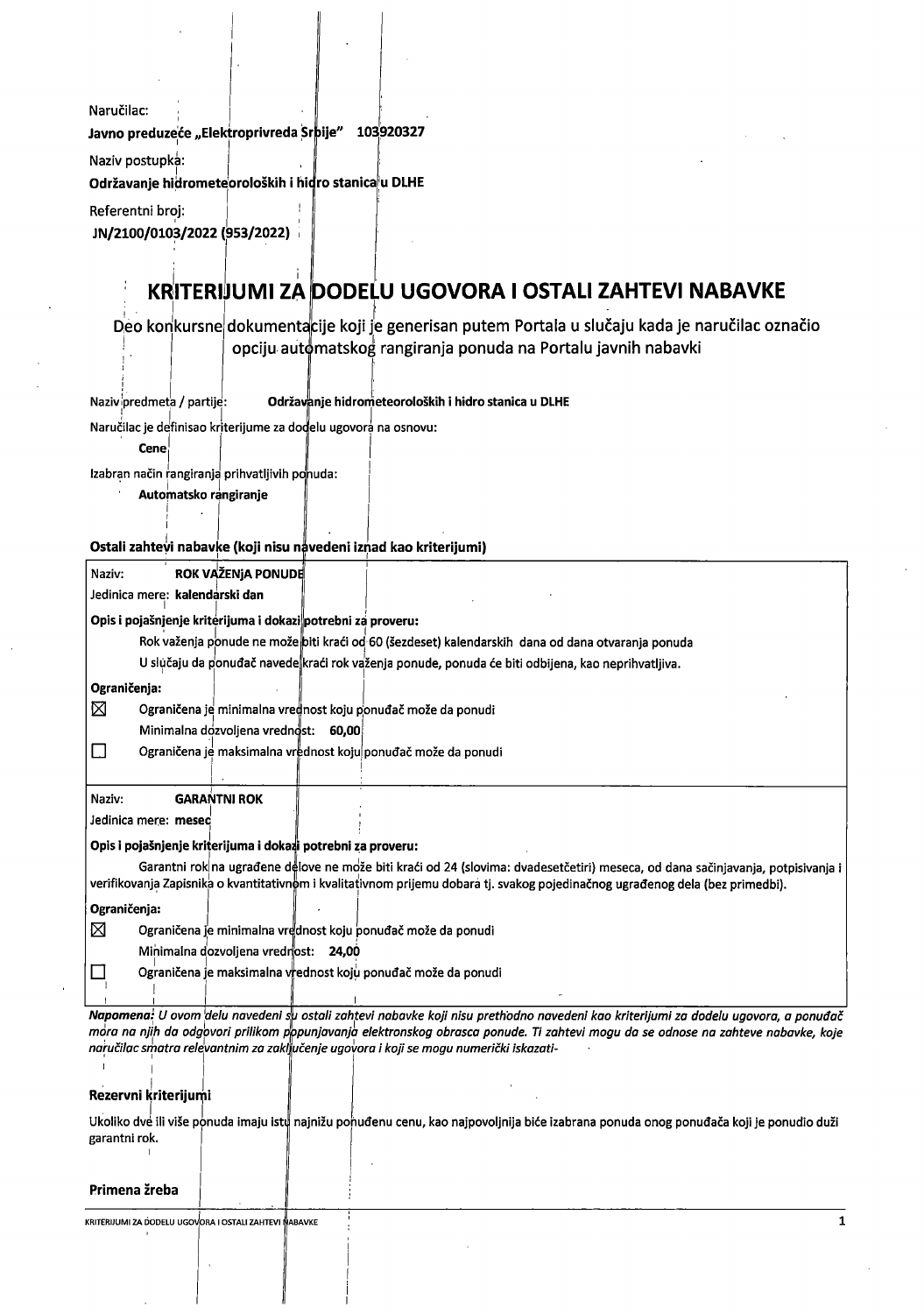Naručilac:

**Javno preduzeće „Elektroprivreda Srbije" 103920327**

Naziv postupka:

**Održavanje hidrometeoroloških i hidro stanica u DLHE**

Referentni broj:

**JN/2100/0103/2022 (953/2022)**

# KRITERIJUMI ZA DODELU UGOVORA I OSTALI ZAHTEVI NABAVKE

Deo konkursne dokumentacije koji je generisan putem Portala u slučaju kada je naručilac označio opciju automatskog rangiranja ponuda na Portalu javnih nabavki

Naziv predmeta / partije: **Održavanje hidrometeoroloških i hidro stanica u DLHE**

Naručilac je definisao kriterijume za dodelu ugovora na osnovu:

**Cene**

Izabran način rangiranja prihvatljivih ponuda:

**Automatsko rangiranje**

### Ostali zahtevi nabavke (koji nisu navedeni iznad kao kriterijumi)

Naziv: **ROK VAŽENjA PONUDE**

Jedinica mere: **kalendarski dan**

**Opis i pojašnjenje kriterijuma i dokazi potrebni za proveru:**

Rok važenja ponude ne može biti kraći od 60 (šezdeset) kalendarskih dana od dana otvaranja ponuda

U slučaju da ponuđač navede kraći rok važenja ponude, ponuda će biti odbijena, kao neprihvatljiva.

**Ograničenja:**

☒ Ograničena je minimalna vrednost koju ponuđač može da ponudi

Minimalna dozvoljena vrednost: **60,00**

☐ Ograničena je maksimalna vrednost koju ponuđač može da ponudi

---

Naziv: **GARANTNI ROK**

Jedinica mere: **mesec**

**Opis i pojašnjenje kriterijuma i dokazi potrebni za proveru:**

Garantni rok na ugrađene delove ne može biti kraći od 24 (slovima: dvadesetčetiri) meseca, od dana sačinjavanja, potpisivanja i verifikovanja Zapisnika o kvantitativnom i kvalitativnom prijemu dobara tj. svakog pojedinačnog ugrađenog dela (bez primedbi).

**Ograničenja:**

☒ Ograničena je minimalna vrednost koju ponuđač može da ponudi

Minimalna dozvoljena vrednost: **24,00**

☐ Ograničena je maksimalna vrednost koju ponuđač može da ponudi

***Napomena:*** *U ovom delu navedeni su ostali zahtevi nabavke koji nisu prethodno navedeni kao kriterijumi za dodelu ugovora, a ponuđač mora na njih da odgovori prilikom popunjavanja elektronskog obrasca ponude. Ti zahtevi mogu da se odnose na zahteve nabavke, koje naručilac smatra relevantnim za zaključenje ugovora i koji se mogu numerički iskazati-*

### Rezervni kriterijumi

Ukoliko dve ili više ponuda imaju istu najnižu ponuđenu cenu, kao najpovoljnija biće izabrana ponuda onog ponuđača koji je ponudio duži garantni rok.

### Primena žreba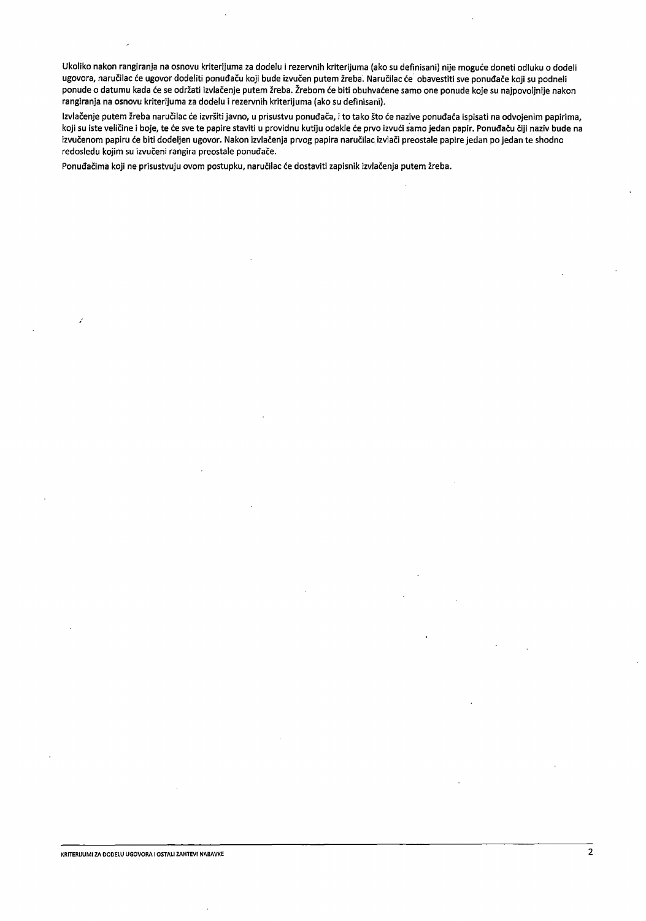Ukoliko nakon rangiranja na osnovu kriterijuma za dodelu i rezervnih kriterijuma (ako su definisani) nije moguće doneti odluku o dodeli ugovora, naručilac će ugovor dodeliti ponuđaču koji bude izvučen putem žreba. Naručilac će obavestiti sve ponuđače koji su podneli ponude o datumu kada će se održati izvlačenje putem žreba. Žrebom će biti obuhvaćene samo one ponude koje su najpovoljnije nakon rangiranja na osnovu kriterijuma za dodelu i rezervnih kriterijuma (ako su definisani).

Izvlačenje putem žreba naručilac će izvršiti javno, u prisustvu ponuđača, i to tako što će nazive ponuđača ispisati na odvojenim papirima, koji su iste veličine i boje, te će sve te papire staviti u providnu kutiju odakle će prvo izvući samo jedan papir. Ponuđaču čiji naziv bude na izvučenom papiru će biti dodeljen ugovor. Nakon izvlačenja prvog papira naručilac izvlači preostale papire jedan po jedan te shodno redosledu kojim su izvučeni rangira preostale ponuđače.

Ponuđačima koji ne prisustvuju ovom postupku, naručilac će dostaviti zapisnik izvlačenja putem žreba.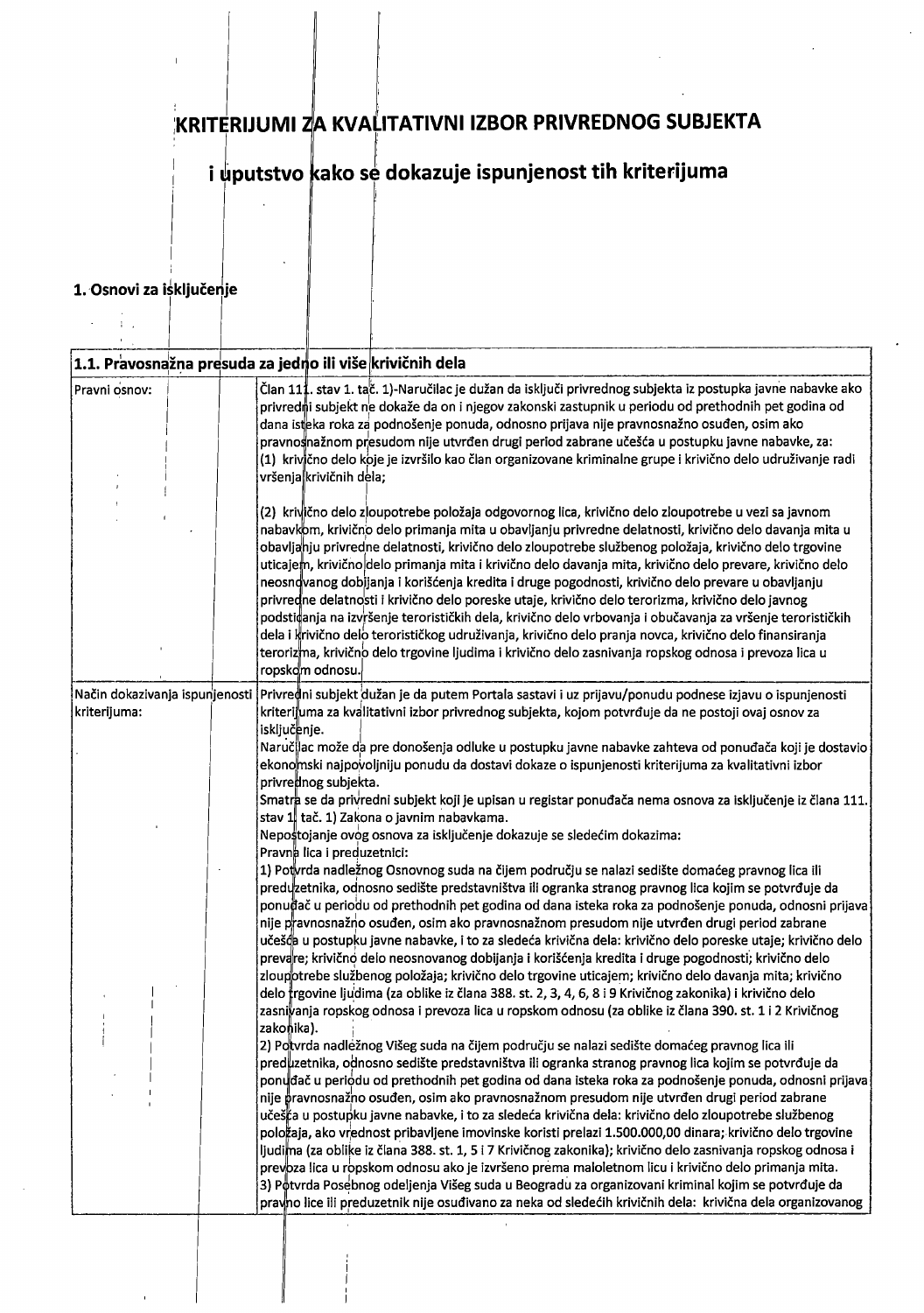# KRITERIJUMI ZA KVALITATIVNI IZBOR PRIVREDNOG SUBJEKTA

## i uputstvo kako se dokazuje ispunjenost tih kriterijuma

### 1. Osnovi za isključenje

| 1.1. Pravosnažna presuda za jedno ili više krivičnih dela | |
|---|---|
| Pravni osnov: | Član 111. stav 1. tač. 1)-Naručilac je dužan da isključi privrednog subjekta iz postupka javne nabavke ako privredni subjekt ne dokaže da on i njegov zakonski zastupnik u periodu od prethodnih pet godina od dana isteka roka za podnošenje ponuda, odnosno prijava nije pravnosnažno osuđen, osim ako pravnosnažnom presudom nije utvrđen drugi period zabrane učešća u postupku javne nabavke, za:<br>(1) krivično delo koje je izvršilo kao član organizovane kriminalne grupe i krivično delo udruživanje radi vršenja krivičnih dela;<br><br>(2) krivično delo zloupotrebe položaja odgovornog lica, krivično delo zloupotrebe u vezi sa javnom nabavkom, krivično delo primanja mita u obavljanju privredne delatnosti, krivično delo davanja mita u obavljanju privredne delatnosti, krivično delo zloupotrebe službenog položaja, krivično delo trgovine uticajem, krivično delo primanja mita i krivično delo davanja mita, krivično delo prevare, krivično delo neosnovanog dobijanja i korišćenja kredita i druge pogodnosti, krivično delo prevare u obavljanju privredne delatnosti i krivično delo poreske utaje, krivično delo terorizma, krivično delo javnog podsticanja na izvršenje terorističkih dela, krivično delo vrbovanja i obučavanja za vršenje terorističkih dela i krivično delo terorističkog udruživanja, krivično delo pranja novca, krivično delo finansiranja terorizma, krivično delo trgovine ljudima i krivično delo zasnivanja ropskog odnosa i prevoza lica u ropskom odnosu. |
| Način dokazivanja ispunjenosti kriterijuma: | Privredni subjekt dužan je da putem Portala sastavi i uz prijavu/ponudu podnese izjavu o ispunjenosti kriterijuma za kvalitativni izbor privrednog subjekta, kojom potvrđuje da ne postoji ovaj osnov za isključenje.<br>Naručilac može da pre donošenja odluke u postupku javne nabavke zahteva od ponuđača koji je dostavio ekonomski najpovoljniju ponudu da dostavi dokaze o ispunjenosti kriterijuma za kvalitativni izbor privrednog subjekta.<br>Smatra se da privredni subjekt koji je upisan u registar ponuđača nema osnova za isključenje iz člana 111. stav 1. tač. 1) Zakona o javnim nabavkama.<br>Nepostojanje ovog osnova za isključenje dokazuje se sledećim dokazima:<br>Pravna lica i preduzetnici:<br>1) Potvrda nadležnog Osnovnog suda na čijem području se nalazi sedište domaćeg pravnog lica ili preduzetnika, odnosno sedište predstavništva ili ogranka stranog pravnog lica kojim se potvrđuje da ponuđač u periodu od prethodnih pet godina od dana isteka roka za podnošenje ponuda, odnosni prijava nije pravnosnažno osuđen, osim ako pravnosnažnom presudom nije utvrđen drugi period zabrane učešća u postupku javne nabavke, i to za sledeća krivična dela: krivično delo poreske utaje; krivično delo prevare; krivično delo neosnovanog dobijanja i korišćenja kredita i druge pogodnosti; krivično delo zloupotrebe službenog položaja; krivično delo trgovine uticajem; krivično delo davanja mita; krivično delo trgovine ljudima (za oblike iz člana 388. st. 2, 3, 4, 6, 8 i 9 Krivičnog zakonika) i krivično delo zasnivanja ropskog odnosa i prevoza lica u ropskom odnosu (za oblike iz člana 390. st. 1 i 2 Krivičnog zakonika).<br>2) Potvrda nadležnog Višeg suda na čijem području se nalazi sedište domaćeg pravnog lica ili preduzetnika, odnosno sedište predstavništva ili ogranka stranog pravnog lica kojim se potvrđuje da ponuđač u periodu od prethodnih pet godina od dana isteka roka za podnošenje ponuda, odnosni prijava nije pravnosnažno osuđen, osim ako pravnosnažnom presudom nije utvrđen drugi period zabrane učešća u postupku javne nabavke, i to za sledeća krivična dela: krivično delo zloupotrebe službenog položaja, ako vrednost pribavljene imovinske koristi prelazi 1.500.000,00 dinara; krivično delo trgovine ljudima (za oblike iz člana 388. st. 1, 5 i 7 Krivičnog zakonika); krivično delo zasnivanja ropskog odnosa i prevoza lica u ropskom odnosu ako je izvršeno prema maloletnom licu i krivično delo primanja mita.<br>3) Potvrda Posebnog odeljenja Višeg suda u Beogradu za organizovani kriminal kojim se potvrđuje da pravno lice ili preduzetnik nije osuđivano za neka od sledećih krivičnih dela: krivična dela organizovanog |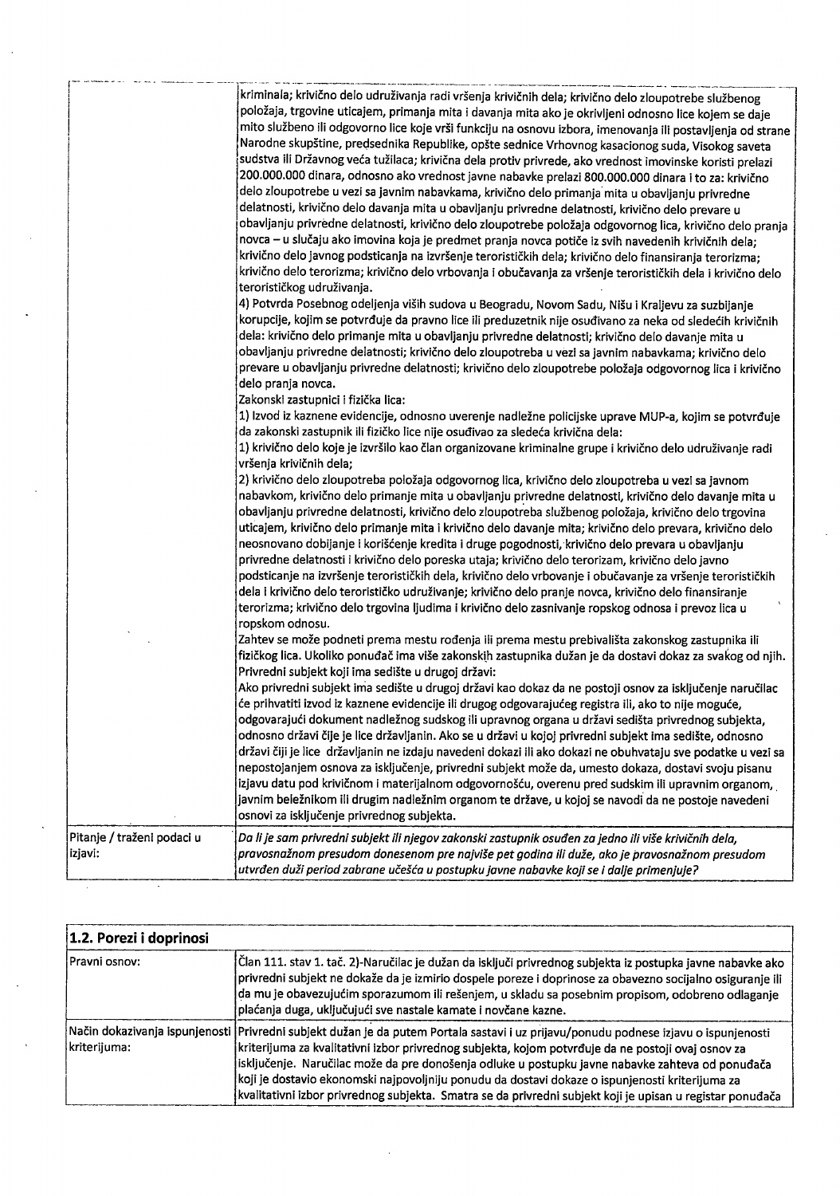| | |
|---|---|
| | kriminala; krivično delo udruživanja radi vršenja krivičnih dela; krivično delo zloupotrebe službenog položaja, trgovine uticajem, primanja mita i davanja mita ako je okrivljeni odnosno lice kojem se daje mito službeno ili odgovorno lice koje vrši funkciju na osnovu izbora, imenovanja ili postavljenja od strane Narodne skupštine, predsednika Republike, opšte sednice Vrhovnog kasacionog suda, Visokog saveta sudstva ili Državnog veća tužilaca; krivična dela protiv privrede, ako vrednost imovinske koristi prelazi 200.000.000 dinara, odnosno ako vrednost javne nabavke prelazi 800.000.000 dinara i to za: krivično delo zloupotrebe u vezi sa javnim nabavkama, krivično delo primanja mita u obavljanju privredne delatnosti, krivično delo davanja mita u obavljanju privredne delatnosti, krivično delo prevare u obavljanju privredne delatnosti, krivično delo zloupotrebe položaja odgovornog lica, krivično delo pranja novca – u slučaju ako imovina koja je predmet pranja novca potiče iz svih navedenih krivičnih dela; krivično delo javnog podsticanja na izvršenje terorističkih dela; krivično delo finansiranja terorizma; krivično delo terorizma; krivično delo vrbovanja i obučavanja za vršenje terorističkih dela i krivično delo terorističkog udruživanja.<br>4) Potvrda Posebnog odeljenja viših sudova u Beogradu, Novom Sadu, Nišu i Kraljevu za suzbijanje korupcije, kojim se potvrđuje da pravno lice ili preduzetnik nije osuđivano za neka od sledećih krivičnih dela: krivično delo primanje mita u obavljanju privredne delatnosti; krivično delo davanje mita u obavljanju privredne delatnosti; krivično delo zloupotreba u vezi sa javnim nabavkama; krivično delo prevare u obavljanju privredne delatnosti; krivično delo zloupotrebe položaja odgovornog lica i krivično delo pranja novca.<br>Zakonski zastupnici i fizička lica:<br>1) Izvod iz kaznene evidencije, odnosno uverenje nadležne policijske uprave MUP-a, kojim se potvrđuje da zakonski zastupnik ili fizičko lice nije osuđivao za sledeća krivična dela:<br>1) krivično delo koje je izvršilo kao član organizovane kriminalne grupe i krivično delo udruživanje radi vršenja krivičnih dela;<br>2) krivično delo zloupotreba položaja odgovornog lica, krivično delo zloupotreba u vezi sa javnom nabavkom, krivično delo primanje mita u obavljanju privredne delatnosti, krivično delo davanje mita u obavljanju privredne delatnosti, krivično delo zloupotreba službenog položaja, krivično delo trgovina uticajem, krivično delo primanje mita i krivično delo davanje mita; krivično delo prevara, krivično delo neosnovano dobijanje i korišćenje kredita i druge pogodnosti, krivično delo prevara u obavljanju privredne delatnosti i krivično delo poreska utaja; krivično delo terorizam, krivično delo javno podsticanje na izvršenje terorističkih dela, krivično delo vrbovanje i obučavanje za vršenje terorističkih dela i krivično delo terorističko udruživanje; krivično delo pranje novca, krivično delo finansiranje terorizma; krivično delo trgovina ljudima i krivično delo zasnivanje ropskog odnosa i prevoz lica u ropskom odnosu.<br>Zahtev se može podneti prema mestu rođenja ili prema mestu prebivališta zakonskog zastupnika ili fizičkog lica. Ukoliko ponuđač ima više zakonskih zastupnika dužan je da dostavi dokaz za svakog od njih.<br>Privredni subjekt koji ima sedište u drugoj državi:<br>Ako privredni subjekt ima sedište u drugoj državi kao dokaz da ne postoji osnov za isključenje naručilac će prihvatiti izvod iz kaznene evidencije ili drugog odgovarajućeg registra ili, ako to nije moguće, odgovarajući dokument nadležnog sudskog ili upravnog organa u državi sedišta privrednog subjekta, odnosno državi čije je lice državljanin. Ako se u državi u kojoj privredni subjekt ima sedište, odnosno državi čiji je lice državljanin ne izdaju navedeni dokazi ili ako dokazi ne obuhvataju sve podatke u vezi sa nepostojanjem osnova za isključenje, privredni subjekt može da, umesto dokaza, dostavi svoju pisanu izjavu datu pod krivičnom i materijalnom odgovornošću, overenu pred sudskim ili upravnim organom, javnim beležnikom ili drugim nadležnim organom te države, u kojoj se navodi da ne postoje navedeni osnovi za isključenje privrednog subjekta. |
| Pitanje / traženi podaci u izjavi: | *Da li je sam privredni subjekt ili njegov zakonski zastupnik osuđen za jedno ili više krivičnih dela, pravosnažnom presudom donesenom pre najviše pet godina ili duže, ako je pravosnažnom presudom utvrđen duži period zabrane učešća u postupku javne nabavke koji se i dalje primenjuje?* |

| **1.2. Porezi i doprinosi** | |
|---|---|
| Pravni osnov: | Član 111. stav 1. tač. 2)-Naručilac je dužan da isključi privrednog subjekta iz postupka javne nabavke ako privredni subjekt ne dokaže da je izmirio dospele poreze i doprinose za obavezno socijalno osiguranje ili da mu je obavezujućim sporazumom ili rešenjem, u skladu sa posebnim propisom, odobreno odlaganje plaćanja duga, uključujući sve nastale kamate i novčane kazne. |
| Način dokazivanja ispunjenosti kriterijuma: | Privredni subjekt dužan je da putem Portala sastavi i uz prijavu/ponudu podnese izjavu o ispunjenosti kriterijuma za kvalitativni izbor privrednog subjekta, kojom potvrđuje da ne postoji ovaj osnov za isključenje. Naručilac može da pre donošenja odluke u postupku javne nabavke zahteva od ponuđača koji je dostavio ekonomski najpovoljniju ponudu da dostavi dokaze o ispunjenosti kriterijuma za kvalitativni izbor privrednog subjekta. Smatra se da privredni subjekt koji je upisan u registar ponuđača |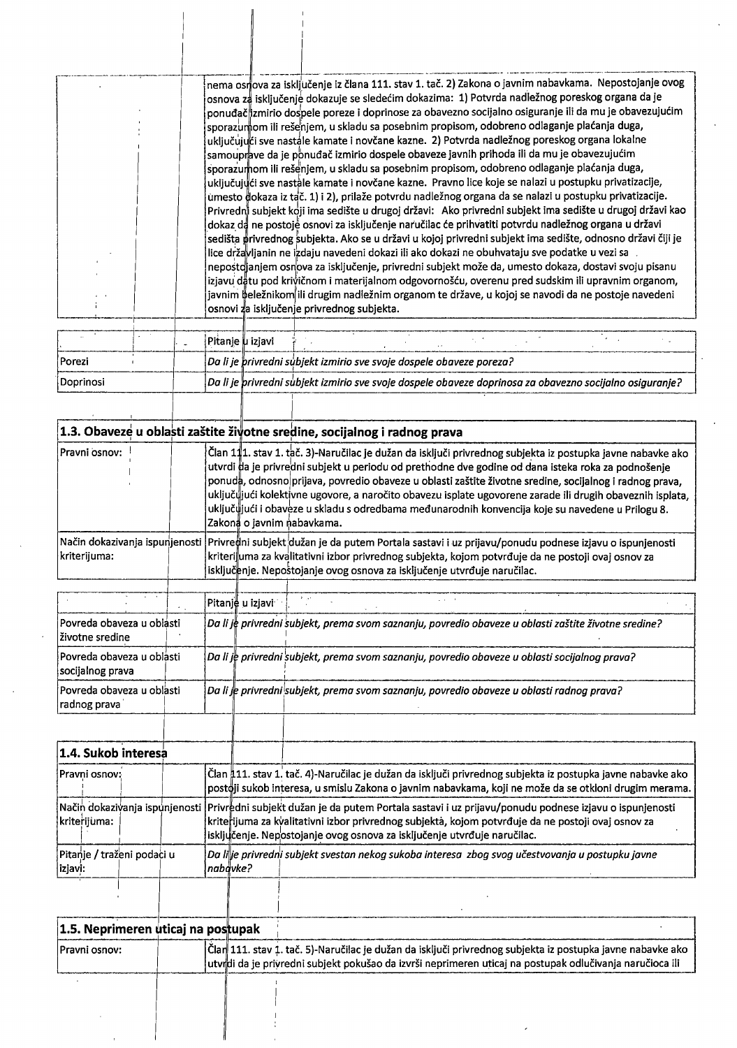| | |
|---|---|
| | nema osnova za isključenje iz člana 111. stav 1. tač. 2) Zakona o javnim nabavkama. Nepostojanje ovog osnova za isključenje dokazuje se sledećim dokazima: 1) Potvrda nadležnog poreskog organa da je ponuđač izmirio dospele poreze i doprinose za obavezno socijalno osiguranje ili da mu je obavezujućim sporazumom ili rešenjem, u skladu sa posebnim propisom, odobreno odlaganje plaćanja duga, uključujući sve nastale kamate i novčane kazne. 2) Potvrda nadležnog poreskog organa lokalne samouprave da je ponuđač izmirio dospele obaveze javnih prihoda ili da mu je obavezujućim sporazumom ili rešenjem, u skladu sa posebnim propisom, odobreno odlaganje plaćanja duga, uključujući sve nastale kamate i novčane kazne. Pravno lice koje se nalazi u postupku privatizacije, umesto dokaza iz tač. 1) i 2), prilaže potvrdu nadležnog organa da se nalazi u postupku privatizacije. Privredni subjekt koji ima sedište u drugoj državi: Ako privredni subjekt ima sedište u drugoj državi kao dokaz da ne postoje osnovi za isključenje naručilac će prihvatiti potvrdu nadležnog organa u državi sedišta privrednog subjekta. Ako se u državi u kojoj privredni subjekt ima sedište, odnosno državi čiji je lice državljanin ne izdaju navedeni dokazi ili ako dokazi ne obuhvataju sve podatke u vezi sa nepostojanjem osnova za isključenje, privredni subjekt može da, umesto dokaza, dostavi svoju pisanu izjavu datu pod krivičnom i materijalnom odgovornošću, overenu pred sudskim ili upravnim organom, javnim beležnikom ili drugim nadležnim organom te države, u kojoj se navodi da ne postoje navedeni osnovi za isključenje privrednog subjekta. |

| | Pitanje u izjavi |
|---|---|
| Porezi | *Da li je privredni subjekt izmirio sve svoje dospele obaveze poreza?* |
| Doprinosi | *Da li je privredni subjekt izmirio sve svoje dospele obaveze doprinosa za obavezno socijalno osiguranje?* |

## 1.3. Obaveze u oblasti zaštite životne sredine, socijalnog i radnog prava

| | |
|---|---|
| Pravni osnov: | Član 111. stav 1. tač. 3)-Naručilac je dužan da isključi privrednog subjekta iz postupka javne nabavke ako utvrdi da je privredni subjekt u periodu od prethodne dve godine od dana isteka roka za podnošenje ponuda, odnosno prijava, povredio obaveze u oblasti zaštite životne sredine, socijalnog i radnog prava, uključujući kolektivne ugovore, a naročito obavezu isplate ugovorene zarade ili drugih obaveznih isplata, uključujući i obaveze u skladu s odredbama međunarodnih konvencija koje su navedene u Prilogu 8. Zakona o javnim nabavkama. |
| Način dokazivanja ispunjenosti kriterijuma: | Privredni subjekt dužan je da putem Portala sastavi i uz prijavu/ponudu podnese izjavu o ispunjenosti kriterijuma za kvalitativni izbor privrednog subjekta, kojom potvrđuje da ne postoji ovaj osnov za isključenje. Nepostojanje ovog osnova za isključenje utvrđuje naručilac. |

| | Pitanje u izjavi |
|---|---|
| Povreda obaveza u oblasti životne sredine | *Da li je privredni subjekt, prema svom saznanju, povredio obaveze u oblasti zaštite životne sredine?* |
| Povreda obaveza u oblasti socijalnog prava | *Da li je privredni subjekt, prema svom saznanju, povredio obaveze u oblasti socijalnog prava?* |
| Povreda obaveza u oblasti radnog prava | *Da li je privredni subjekt, prema svom saznanju, povredio obaveze u oblasti radnog prava?* |

## 1.4. Sukob interesa

| | |
|---|---|
| Pravni osnov: | Član 111. stav 1. tač. 4)-Naručilac je dužan da isključi privrednog subjekta iz postupka javne nabavke ako postoji sukob interesa, u smislu Zakona o javnim nabavkama, koji ne može da se otkloni drugim merama. |
| Način dokazivanja ispunjenosti kriterijuma: | Privredni subjekt dužan je da putem Portala sastavi i uz prijavu/ponudu podnese izjavu o ispunjenosti kriterijuma za kvalitativni izbor privrednog subjekta, kojom potvrđuje da ne postoji ovaj osnov za isključenje. Nepostojanje ovog osnova za isključenje utvrđuje naručilac. |
| Pitanje / traženi podaci u izjavi: | *Da li je privredni subjekt svestan nekog sukoba interesa zbog svog učestvovanja u postupku javne nabavke?* |

## 1.5. Neprimeren uticaj na postupak

| | |
|---|---|
| Pravni osnov: | Član 111. stav 1. tač. 5)-Naručilac je dužan da isključi privrednog subjekta iz postupka javne nabavke ako utvrdi da je privredni subjekt pokušao da izvrši neprimeren uticaj na postupak odlučivanja naručioca ili |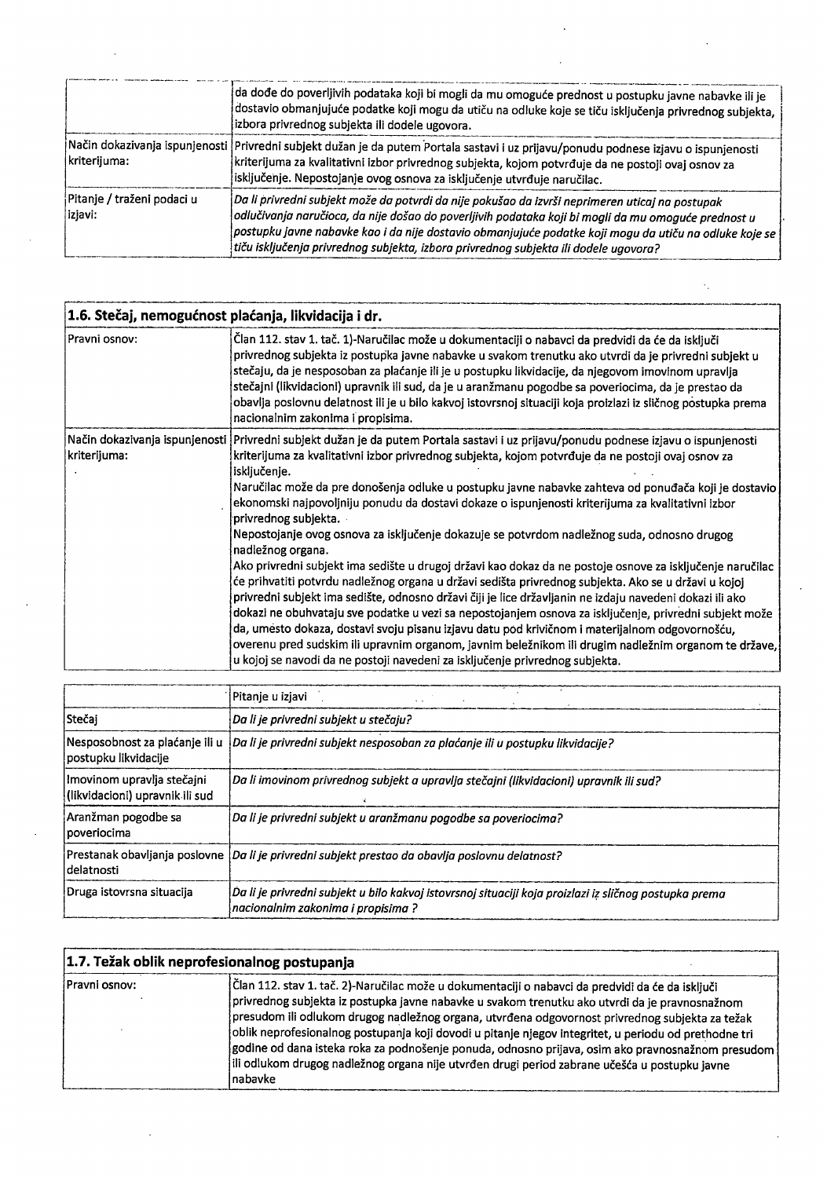| | |
|---|---|
| | da dođe do poverljivih podataka koji bi mogli da mu omoguće prednost u postupku javne nabavke ili je dostavio obmanjujuće podatke koji mogu da utiču na odluke koje se tiču isključenja privrednog subjekta, izbora privrednog subjekta ili dodele ugovora. |
| Način dokazivanja ispunjenosti kriterijuma: | Privredni subjekt dužan je da putem Portala sastavi i uz prijavu/ponudu podnese izjavu o ispunjenosti kriterijuma za kvalitativni izbor privrednog subjekta, kojom potvrđuje da ne postoji ovaj osnov za isključenje. Nepostojanje ovog osnova za isključenje utvrđuje naručilac. |
| Pitanje / traženi podaci u izjavi: | *Da li privredni subjekt može da potvrdi da nije pokušao da izvrši neprimeren uticaj na postupak odlučivanja naručioca, da nije došao do poverljivih podataka koji bi mogli da mu omoguće prednost u postupku javne nabavke kao i da nije dostavio obmanjujuće podatke koji mogu da utiču na odluke koje se tiču isključenja privrednog subjekta, izbora privrednog subjekta ili dodele ugovora?* |

| **1.6. Stečaj, nemogućnost plaćanja, likvidacija i dr.** | |
|---|---|
| Pravni osnov: | Član 112. stav 1. tač. 1)-Naručilac može u dokumentaciji o nabavci da predvidi da će da isključi privrednog subjekta iz postupka javne nabavke u svakom trenutku ako utvrdi da je privredni subjekt u stečaju, da je nesposoban za plaćanje ili je u postupku likvidacije, da njegovom imovinom upravlja stečajni (likvidacioni) upravnik ili sud, da je u aranžmanu pogodbe sa poveriocima, da je prestao da obavlja poslovnu delatnost ili je u bilo kakvoj istovrsnoj situaciji koja proizlazi iz sličnog postupka prema nacionalnim zakonima i propisima. |
| Način dokazivanja ispunjenosti kriterijuma: | Privredni subjekt dužan je da putem Portala sastavi i uz prijavu/ponudu podnese izjavu o ispunjenosti kriterijuma za kvalitativni izbor privrednog subjekta, kojom potvrđuje da ne postoji ovaj osnov za isključenje.<br>Naručilac može da pre donošenja odluke u postupku javne nabavke zahteva od ponuđača koji je dostavio ekonomski najpovoljniju ponudu da dostavi dokaze o ispunjenosti kriterijuma za kvalitativni izbor privrednog subjekta.<br>Nepostojanje ovog osnova za isključenje dokazuje se potvrdom nadležnog suda, odnosno drugog nadležnog organa.<br>Ako privredni subjekt ima sedište u drugoj državi kao dokaz da ne postoje osnove za isključenje naručilac će prihvatiti potvrdu nadležnog organa u državi sedišta privrednog subjekta. Ako se u državi u kojoj privredni subjekt ima sedište, odnosno državi čiji je lice državljanin ne izdaju navedeni dokazi ili ako dokazi ne obuhvataju sve podatke u vezi sa nepostojanjem osnova za isključenje, privredni subjekt može da, umesto dokaza, dostavi svoju pisanu izjavu datu pod krivičnom i materijalnom odgovornošću, overenu pred sudskim ili upravnim organom, javnim beležnikom ili drugim nadležnim organom te države, u kojoj se navodi da ne postoji navedeni za isključenje privrednog subjekta. |

| | Pitanje u izjavi |
|---|---|
| Stečaj | *Da li je privredni subjekt u stečaju?* |
| Nesposobnost za plaćanje ili u postupku likvidacije | *Da li je privredni subjekt nesposoban za plaćanje ili u postupku likvidacije?* |
| Imovinom upravlja stečajni (likvidacioni) upravnik ili sud | *Da li imovinom privrednog subjekt a upravlja stečajni (likvidacioni) upravnik ili sud?* |
| Aranžman pogodbe sa poveriocima | *Da li je privredni subjekt u aranžmanu pogodbe sa poveriocima?* |
| Prestanak obavljanja poslovne delatnosti | *Da li je privredni subjekt prestao da obavlja poslovnu delatnost?* |
| Druga istovrsna situacija | *Da li je privredni subjekt u bilo kakvoj istovrsnoj situaciji koja proizlazi iz sličnog postupka prema nacionalnim zakonima i propisima ?* |

| **1.7. Težak oblik neprofesionalnog postupanja** | |
|---|---|
| Pravni osnov: | Član 112. stav 1. tač. 2)-Naručilac može u dokumentaciji o nabavci da predvidi da će da isključi privrednog subjekta iz postupka javne nabavke u svakom trenutku ako utvrdi da je pravnosnažnom presudom ili odlukom drugog nadležnog organa, utvrđena odgovornost privrednog subjekta za težak oblik neprofesionalnog postupanja koji dovodi u pitanje njegov integritet, u periodu od prethodne tri godine od dana isteka roka za podnošenje ponuda, odnosno prijava, osim ako pravnosnažnom presudom ili odlukom drugog nadležnog organa nije utvrđen drugi period zabrane učešća u postupku javne nabavke |